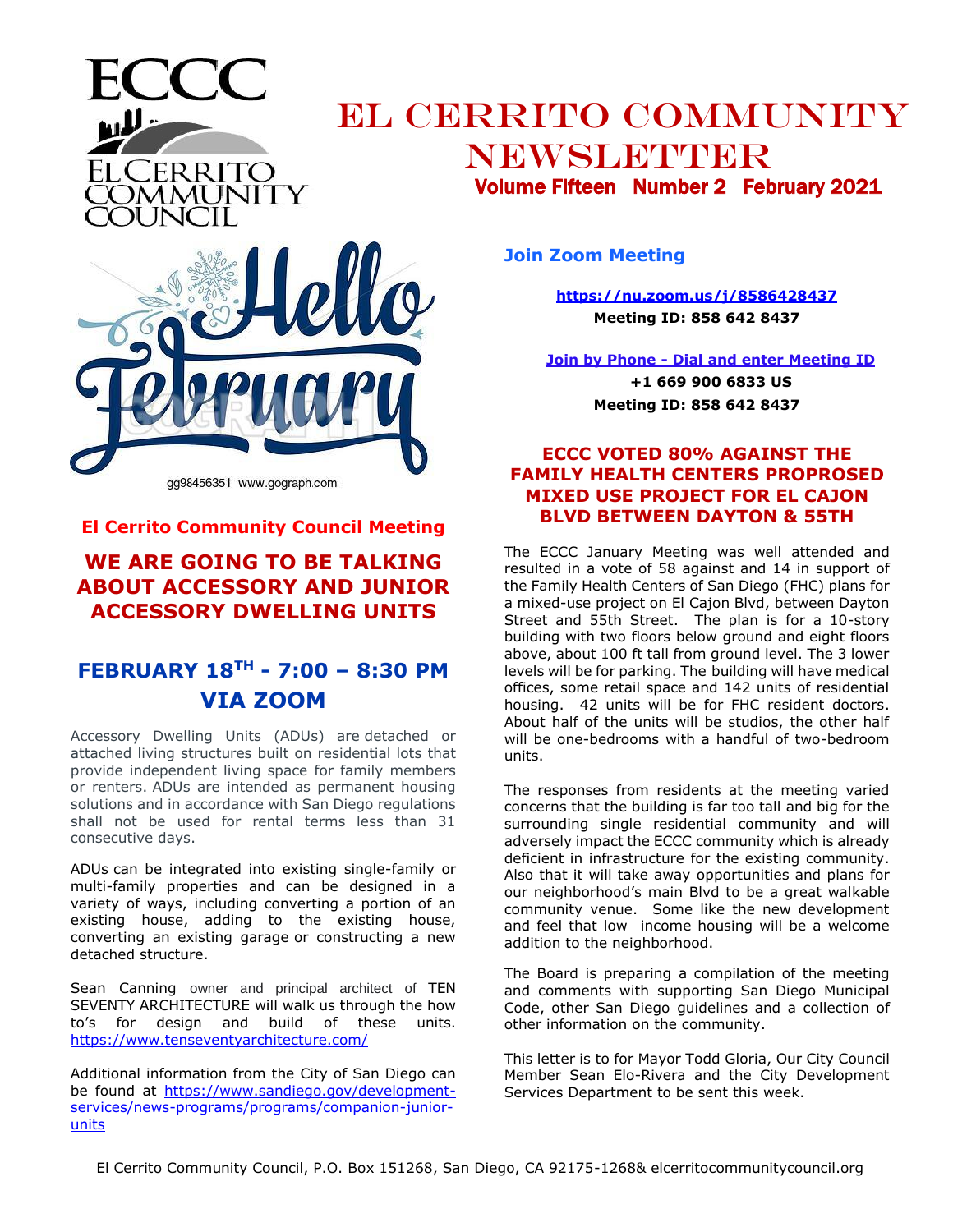# El Cerrito Community Newsletter

**Volume Fifteen Number 2 February 2021**

ECCC
EL CERRITO COMMUNITY COUNCIL

gg98456351 www.gograph.com

## El Cerrito Community Council Meeting

## WE ARE GOING TO BE TALKING ABOUT ACCESSORY AND JUNIOR ACCESSORY DWELLING UNITS

## FEBRUARY 18TH - 7:00 – 8:30 PM VIA ZOOM

Accessory Dwelling Units (ADUs) are detached or attached living structures built on residential lots that provide independent living space for family members or renters. ADUs are intended as permanent housing solutions and in accordance with San Diego regulations shall not be used for rental terms less than 31 consecutive days.

ADUs can be integrated into existing single-family or multi-family properties and can be designed in a variety of ways, including converting a portion of an existing house, adding to the existing house, converting an existing garage or constructing a new detached structure.

Sean Canning owner and principal architect of TEN SEVENTY ARCHITECTURE will walk us through the how to's for design and build of these units. https://www.tenseventyarchitecture.com/

Additional information from the City of San Diego can be found at https://www.sandiego.gov/development-services/news-programs/programs/companion-junior-units

### Join Zoom Meeting

**https://nu.zoom.us/j/8586428437**
**Meeting ID: 858 642 8437**

**Join by Phone - Dial and enter Meeting ID**
**+1 669 900 6833 US**
**Meeting ID: 858 642 8437**

## ECCC VOTED 80% AGAINST THE FAMILY HEALTH CENTERS PRORPOSED MIXED USE PROJECT FOR EL CAJON BLVD BETWEEN DAYTON & 55TH

The ECCC January Meeting was well attended and resulted in a vote of 58 against and 14 in support of the Family Health Centers of San Diego (FHC) plans for a mixed-use project on El Cajon Blvd, between Dayton Street and 55th Street. The plan is for a 10-story building with two floors below ground and eight floors above, about 100 ft tall from ground level. The 3 lower levels will be for parking. The building will have medical offices, some retail space and 142 units of residential housing. 42 units will be for FHC resident doctors. About half of the units will be studios, the other half will be one-bedrooms with a handful of two-bedroom units.

The responses from residents at the meeting varied concerns that the building is far too tall and big for the surrounding single residential community and will adversely impact the ECCC community which is already deficient in infrastructure for the existing community. Also that it will take away opportunities and plans for our neighborhood's main Blvd to be a great walkable community venue. Some like the new development and feel that low income housing will be a welcome addition to the neighborhood.

The Board is preparing a compilation of the meeting and comments with supporting San Diego Municipal Code, other San Diego guidelines and a collection of other information on the community.

This letter is to for Mayor Todd Gloria, Our City Council Member Sean Elo-Rivera and the City Development Services Department to be sent this week.

El Cerrito Community Council, P.O. Box 151268, San Diego, CA 92175-1268& elcerritocommunitycouncil.org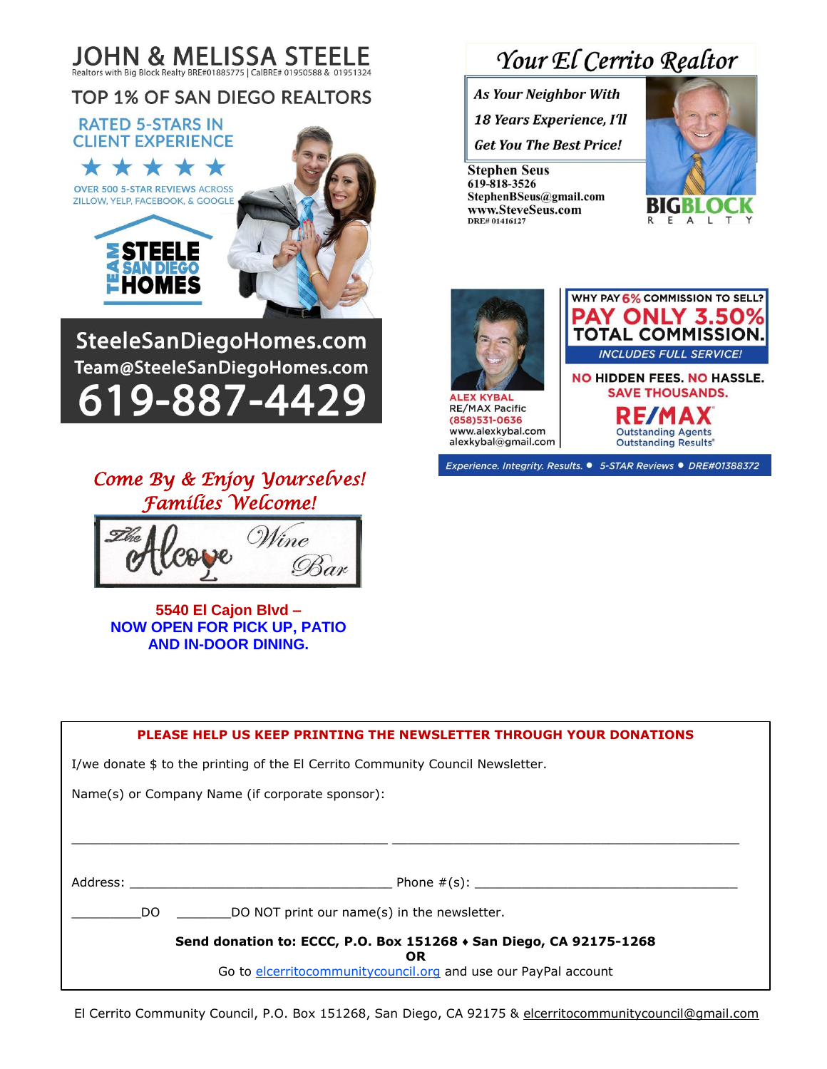**JOHN & MELISSA STEELE**
Realtors with Big Block Realty BRE#01885775 | CalBRE# 01950588 & 01951324

TOP 1% OF SAN DIEGO REALTORS

RATED 5-STARS IN CLIENT EXPERIENCE

★ ★ ★ ★ ★

OVER 500 5-STAR REVIEWS ACROSS ZILLOW, YELP, FACEBOOK, & GOOGLE

TEAM STEELE SAN DIEGO HOMES

SteeleSanDiegoHomes.com
Team@SteeleSanDiegoHomes.com
**619-887-4429**

*Your El Cerrito Realtor*

***As Your Neighbor With 18 Years Experience, I'll Get You The Best Price!***

**Stephen Seus**
619-818-3526
StephenBSeus@gmail.com
www.SteveSeus.com
DRE# 01416127

BIGBLOCK REALTY

WHY PAY 6% COMMISSION TO SELL?
**PAY ONLY 3.50% TOTAL COMMISSION.**
*INCLUDES FULL SERVICE!*

**NO HIDDEN FEES. NO HASSLE.**
**SAVE THOUSANDS.**

RE/MAX
Outstanding Agents
Outstanding Results®

ALEX KYBAL
RE/MAX Pacific
(858)531-0636
www.alexkybal.com
alexkybal@gmail.com

*Experience. Integrity. Results. • 5-STAR Reviews • DRE#01388372*

*Come By & Enjoy Yourselves!*
*Families Welcome!*

The Alcove Wine Bar

**5540 El Cajon Blvd –**
**NOW OPEN FOR PICK UP, PATIO AND IN-DOOR DINING.**

---

**PLEASE HELP US KEEP PRINTING THE NEWSLETTER THROUGH YOUR DONATIONS**

I/we donate $ to the printing of the El Cerrito Community Council Newsletter.

Name(s) or Company Name (if corporate sponsor):

_________________________________________ _________________________________________

Address: _________________________________ Phone #(s): _________________________________

_________DO _______DO NOT print our name(s) in the newsletter.

**Send donation to: ECCC, P.O. Box 151268 ♦ San Diego, CA 92175-1268**
**OR**
Go to elcerritocommunitycouncil.org and use our PayPal account

El Cerrito Community Council, P.O. Box 151268, San Diego, CA 92175 & elcerritocommunitycouncil@gmail.com